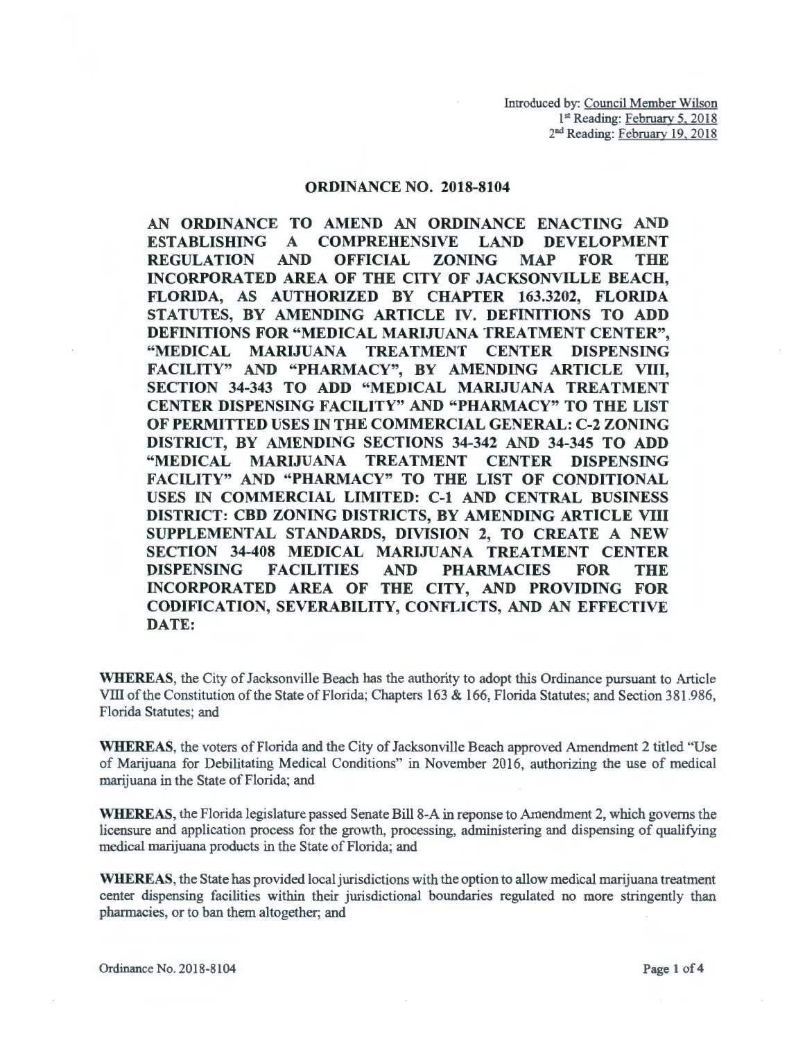Introduced by: Council Member Wilson
1st Reading: February 5, 2018
2nd Reading: February 19, 2018

# ORDINANCE NO. 2018-8104

**AN ORDINANCE TO AMEND AN ORDINANCE ENACTING AND ESTABLISHING A COMPREHENSIVE LAND DEVELOPMENT REGULATION AND OFFICIAL ZONING MAP FOR THE INCORPORATED AREA OF THE CITY OF JACKSONVILLE BEACH, FLORIDA, AS AUTHORIZED BY CHAPTER 163.3202, FLORIDA STATUTES, BY AMENDING ARTICLE IV. DEFINITIONS TO ADD DEFINITIONS FOR "MEDICAL MARIJUANA TREATMENT CENTER", "MEDICAL MARIJUANA TREATMENT CENTER DISPENSING FACILITY" AND "PHARMACY", BY AMENDING ARTICLE VIII, SECTION 34-343 TO ADD "MEDICAL MARIJUANA TREATMENT CENTER DISPENSING FACILITY" AND "PHARMACY" TO THE LIST OF PERMITTED USES IN THE COMMERCIAL GENERAL: C-2 ZONING DISTRICT, BY AMENDING SECTIONS 34-342 AND 34-345 TO ADD "MEDICAL MARIJUANA TREATMENT CENTER DISPENSING FACILITY" AND "PHARMACY" TO THE LIST OF CONDITIONAL USES IN COMMERCIAL LIMITED: C-1 AND CENTRAL BUSINESS DISTRICT: CBD ZONING DISTRICTS, BY AMENDING ARTICLE VIII SUPPLEMENTAL STANDARDS, DIVISION 2, TO CREATE A NEW SECTION 34-408 MEDICAL MARIJUANA TREATMENT CENTER DISPENSING FACILITIES AND PHARMACIES FOR THE INCORPORATED AREA OF THE CITY, AND PROVIDING FOR CODIFICATION, SEVERABILITY, CONFLICTS, AND AN EFFECTIVE DATE:**

**WHEREAS**, the City of Jacksonville Beach has the authority to adopt this Ordinance pursuant to Article VIII of the Constitution of the State of Florida; Chapters 163 & 166, Florida Statutes; and Section 381.986, Florida Statutes; and

**WHEREAS**, the voters of Florida and the City of Jacksonville Beach approved Amendment 2 titled "Use of Marijuana for Debilitating Medical Conditions" in November 2016, authorizing the use of medical marijuana in the State of Florida; and

**WHEREAS**, the Florida legislature passed Senate Bill 8-A in reponse to Amendment 2, which governs the licensure and application process for the growth, processing, administering and dispensing of qualifying medical marijuana products in the State of Florida; and

**WHEREAS**, the State has provided local jurisdictions with the option to allow medical marijuana treatment center dispensing facilities within their jurisdictional boundaries regulated no more stringently than pharmacies, or to ban them altogether; and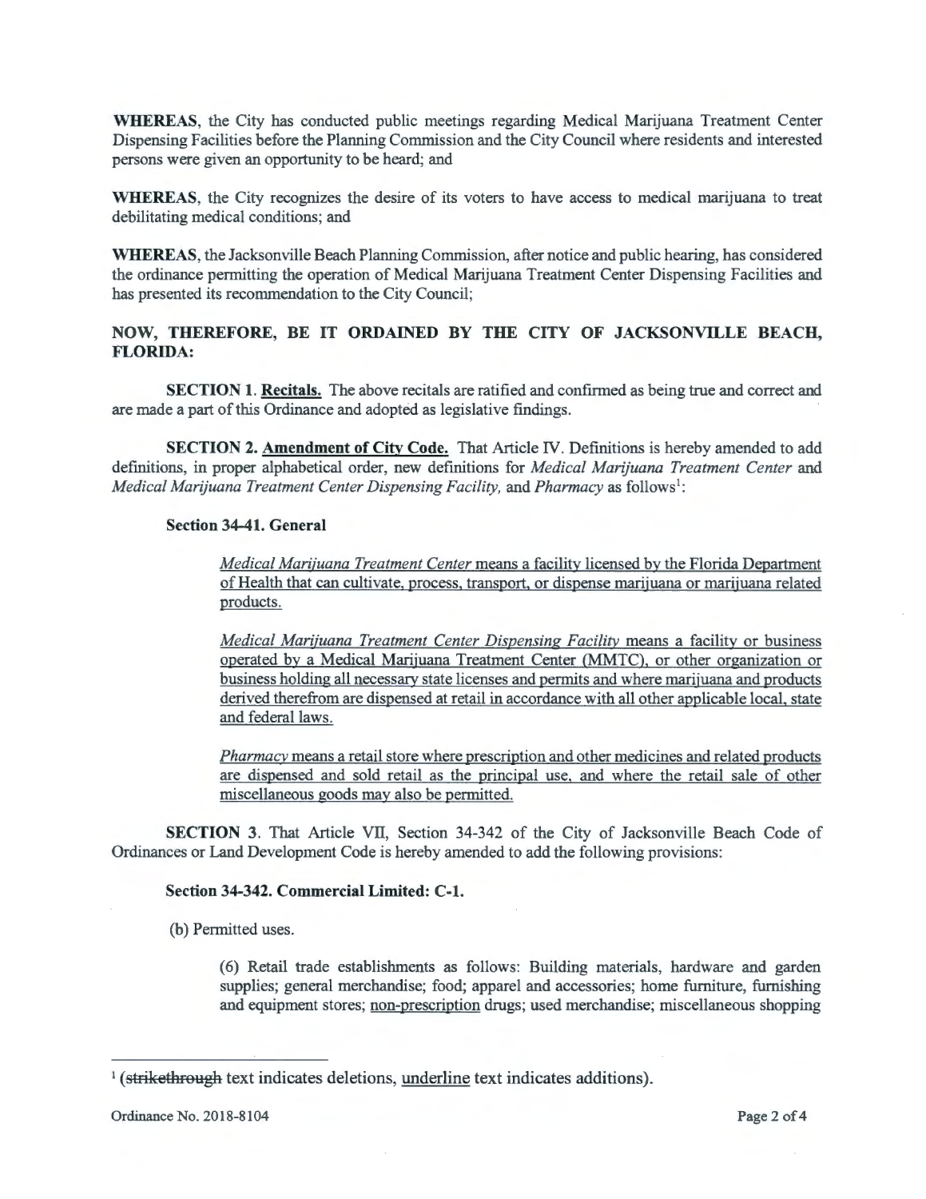**WHEREAS**, the City has conducted public meetings regarding Medical Marijuana Treatment Center Dispensing Facilities before the Planning Commission and the City Council where residents and interested persons were given an opportunity to be heard; and

**WHEREAS**, the City recognizes the desire of its voters to have access to medical marijuana to treat debilitating medical conditions; and

**WHEREAS**, the Jacksonville Beach Planning Commission, after notice and public hearing, has considered the ordinance permitting the operation of Medical Marijuana Treatment Center Dispensing Facilities and has presented its recommendation to the City Council;

**NOW, THEREFORE, BE IT ORDAINED BY THE CITY OF JACKSONVILLE BEACH, FLORIDA:**

**SECTION 1. Recitals.** The above recitals are ratified and confirmed as being true and correct and are made a part of this Ordinance and adopted as legislative findings.

**SECTION 2. Amendment of City Code.** That Article IV. Definitions is hereby amended to add definitions, in proper alphabetical order, new definitions for *Medical Marijuana Treatment Center* and *Medical Marijuana Treatment Center Dispensing Facility,* and *Pharmacy* as follows[1]:

**Section 34-41. General**

> <u>*Medical Marijuana Treatment Center* means a facility licensed by the Florida Department of Health that can cultivate, process, transport, or dispense marijuana or marijuana related products.</u>
>
> <u>*Medical Marijuana Treatment Center Dispensing Facility* means a facility or business operated by a Medical Marijuana Treatment Center (MMTC), or other organization or business holding all necessary state licenses and permits and where marijuana and products derived therefrom are dispensed at retail in accordance with all other applicable local, state and federal laws.</u>
>
> <u>*Pharmacy* means a retail store where prescription and other medicines and related products are dispensed and sold retail as the principal use, and where the retail sale of other miscellaneous goods may also be permitted.</u>

**SECTION 3**. That Article VII, Section 34-342 of the City of Jacksonville Beach Code of Ordinances or Land Development Code is hereby amended to add the following provisions:

**Section 34-342. Commercial Limited: C-1.**

(b) Permitted uses.

> (6) Retail trade establishments as follows: Building materials, hardware and garden supplies; general merchandise; food; apparel and accessories; home furniture, furnishing and equipment stores; <u>non-prescription</u> drugs; used merchandise; miscellaneous shopping

---

[1] (~~strikethrough~~ text indicates deletions, <u>underline</u> text indicates additions).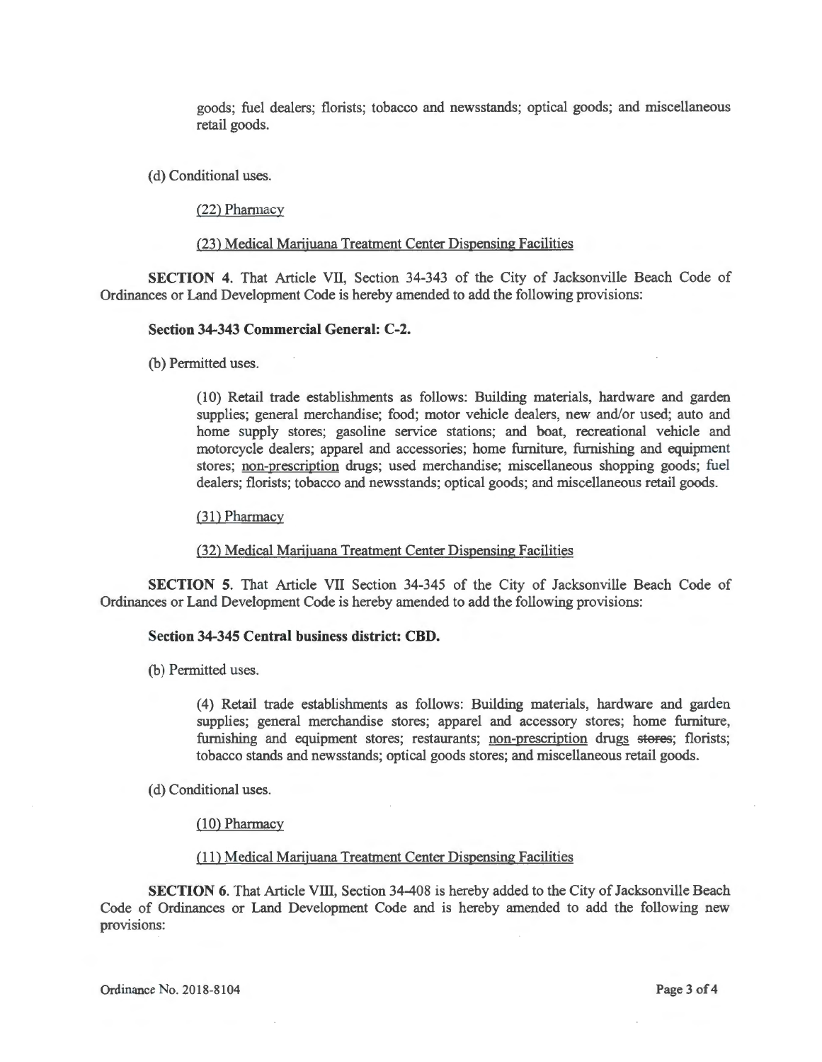goods; fuel dealers; florists; tobacco and newsstands; optical goods; and miscellaneous retail goods.

(d) Conditional uses.

<u>(22) Pharmacy</u>

<u>(23) Medical Marijuana Treatment Center Dispensing Facilities</u>

**SECTION 4.** That Article VII, Section 34-343 of the City of Jacksonville Beach Code of Ordinances or Land Development Code is hereby amended to add the following provisions:

**Section 34-343 Commercial General: C-2.**

(b) Permitted uses.

(10) Retail trade establishments as follows: Building materials, hardware and garden supplies; general merchandise; food; motor vehicle dealers, new and/or used; auto and home supply stores; gasoline service stations; and boat, recreational vehicle and motorcycle dealers; apparel and accessories; home furniture, furnishing and equipment stores; <u>non-prescription</u> drugs; used merchandise; miscellaneous shopping goods; fuel dealers; florists; tobacco and newsstands; optical goods; and miscellaneous retail goods.

<u>(31) Pharmacy</u>

<u>(32) Medical Marijuana Treatment Center Dispensing Facilities</u>

**SECTION 5.** That Article VII Section 34-345 of the City of Jacksonville Beach Code of Ordinances or Land Development Code is hereby amended to add the following provisions:

**Section 34-345 Central business district: CBD.**

(b) Permitted uses.

(4) Retail trade establishments as follows: Building materials, hardware and garden supplies; general merchandise stores; apparel and accessory stores; home furniture, furnishing and equipment stores; restaurants; <u>non-prescription</u> drugs ~~stores~~; florists; tobacco stands and newsstands; optical goods stores; and miscellaneous retail goods.

(d) Conditional uses.

<u>(10) Pharmacy</u>

<u>(11) Medical Marijuana Treatment Center Dispensing Facilities</u>

**SECTION 6.** That Article VIII, Section 34-408 is hereby added to the City of Jacksonville Beach Code of Ordinances or Land Development Code and is hereby amended to add the following new provisions:

Ordinance No. 2018-8104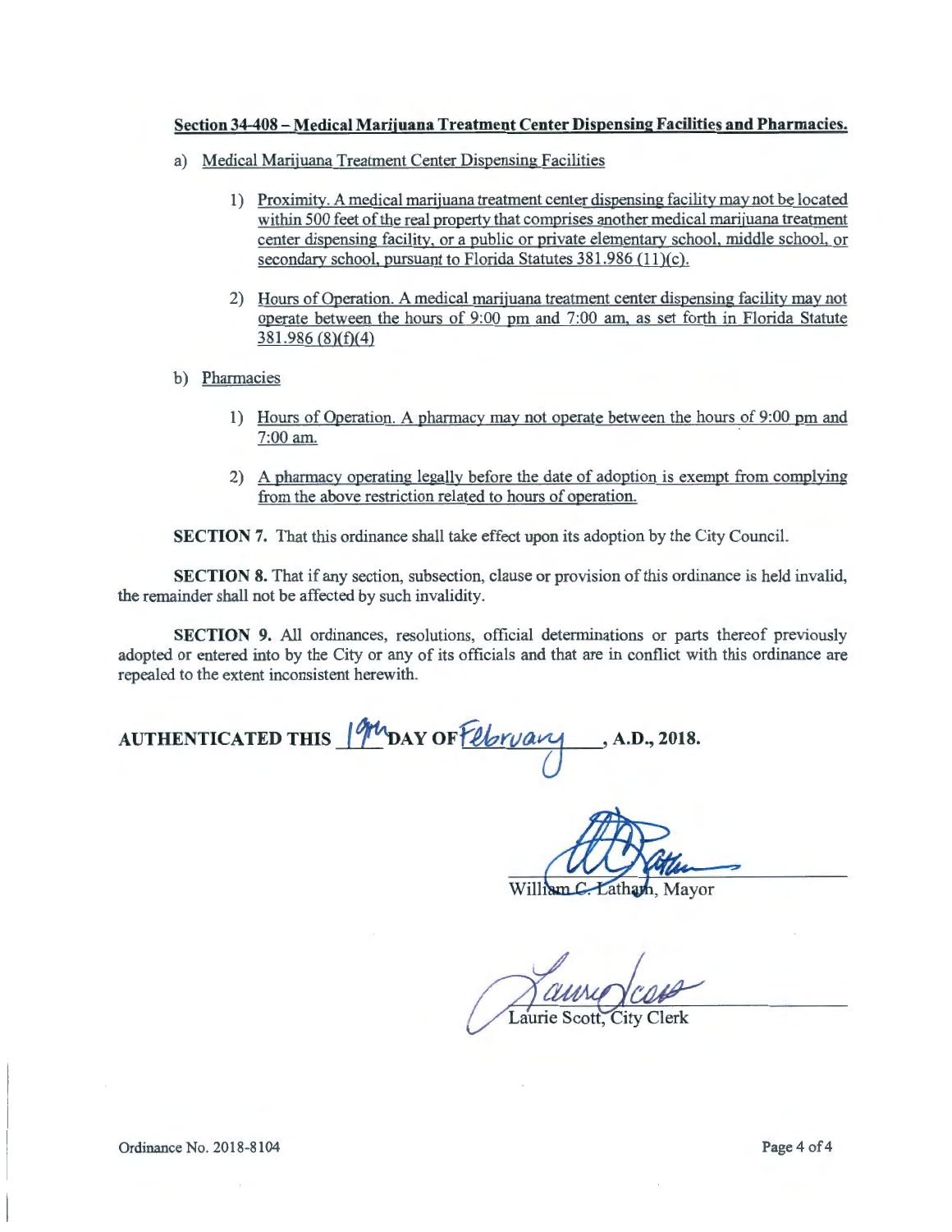**Section 34-408 – Medical Marijuana Treatment Center Dispensing Facilities and Pharmacies.**

a) Medical Marijuana Treatment Center Dispensing Facilities

1) Proximity. A medical marijuana treatment center dispensing facility may not be located within 500 feet of the real property that comprises another medical marijuana treatment center dispensing facility, or a public or private elementary school, middle school, or secondary school, pursuant to Florida Statutes 381.986 (11)(c).

2) Hours of Operation. A medical marijuana treatment center dispensing facility may not operate between the hours of 9:00 pm and 7:00 am, as set forth in Florida Statute 381.986 (8)(f)(4)

b) Pharmacies

1) Hours of Operation. A pharmacy may not operate between the hours of 9:00 pm and 7:00 am.

2) A pharmacy operating legally before the date of adoption is exempt from complying from the above restriction related to hours of operation.

**SECTION 7.** That this ordinance shall take effect upon its adoption by the City Council.

**SECTION 8.** That if any section, subsection, clause or provision of this ordinance is held invalid, the remainder shall not be affected by such invalidity.

**SECTION 9.** All ordinances, resolutions, official determinations or parts thereof previously adopted or entered into by the City or any of its officials and that are in conflict with this ordinance are repealed to the extent inconsistent herewith.

**AUTHENTICATED THIS 19th DAY OF February, A.D., 2018.**

William C. Latham, Mayor

Laurie Scott, City Clerk

Ordinance No. 2018-8104